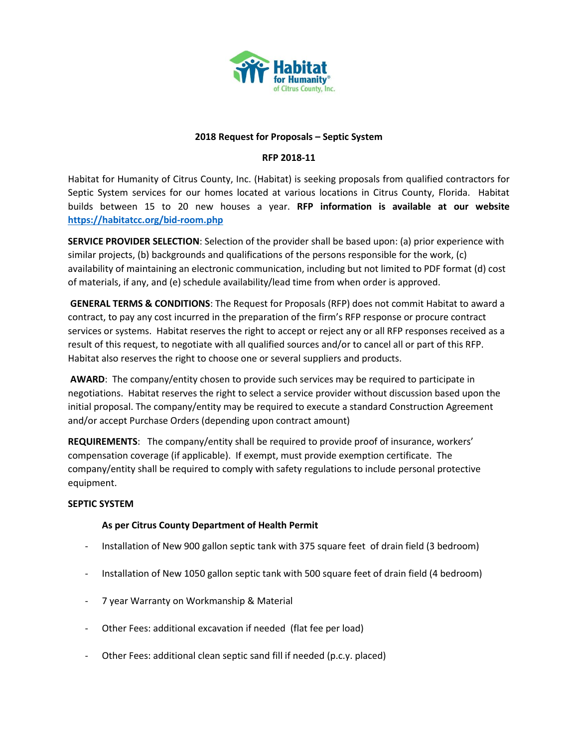Habitat for Humanity of Citrus County, Inc.

## 2018 Request for Proposals – Septic System

### RFP 2018-11

Habitat for Humanity of Citrus County, Inc. (Habitat) is seeking proposals from qualified contractors for Septic System services for our homes located at various locations in Citrus County, Florida. Habitat builds between 15 to 20 new houses a year. **RFP information is available at our website [https://habitatcc.org/bid-room.php](https://habitatcc.org/bid-room.php)**

**SERVICE PROVIDER SELECTION**: Selection of the provider shall be based upon: (a) prior experience with similar projects, (b) backgrounds and qualifications of the persons responsible for the work, (c) availability of maintaining an electronic communication, including but not limited to PDF format (d) cost of materials, if any, and (e) schedule availability/lead time from when order is approved.

**GENERAL TERMS & CONDITIONS**: The Request for Proposals (RFP) does not commit Habitat to award a contract, to pay any cost incurred in the preparation of the firm's RFP response or procure contract services or systems. Habitat reserves the right to accept or reject any or all RFP responses received as a result of this request, to negotiate with all qualified sources and/or to cancel all or part of this RFP. Habitat also reserves the right to choose one or several suppliers and products.

**AWARD**: The company/entity chosen to provide such services may be required to participate in negotiations. Habitat reserves the right to select a service provider without discussion based upon the initial proposal. The company/entity may be required to execute a standard Construction Agreement and/or accept Purchase Orders (depending upon contract amount)

**REQUIREMENTS**: The company/entity shall be required to provide proof of insurance, workers' compensation coverage (if applicable). If exempt, must provide exemption certificate. The company/entity shall be required to comply with safety regulations to include personal protective equipment.

**SEPTIC SYSTEM**

**As per Citrus County Department of Health Permit**

- Installation of New 900 gallon septic tank with 375 square feet of drain field (3 bedroom)
- Installation of New 1050 gallon septic tank with 500 square feet of drain field (4 bedroom)
- 7 year Warranty on Workmanship & Material
- Other Fees: additional excavation if needed (flat fee per load)
- Other Fees: additional clean septic sand fill if needed (p.c.y. placed)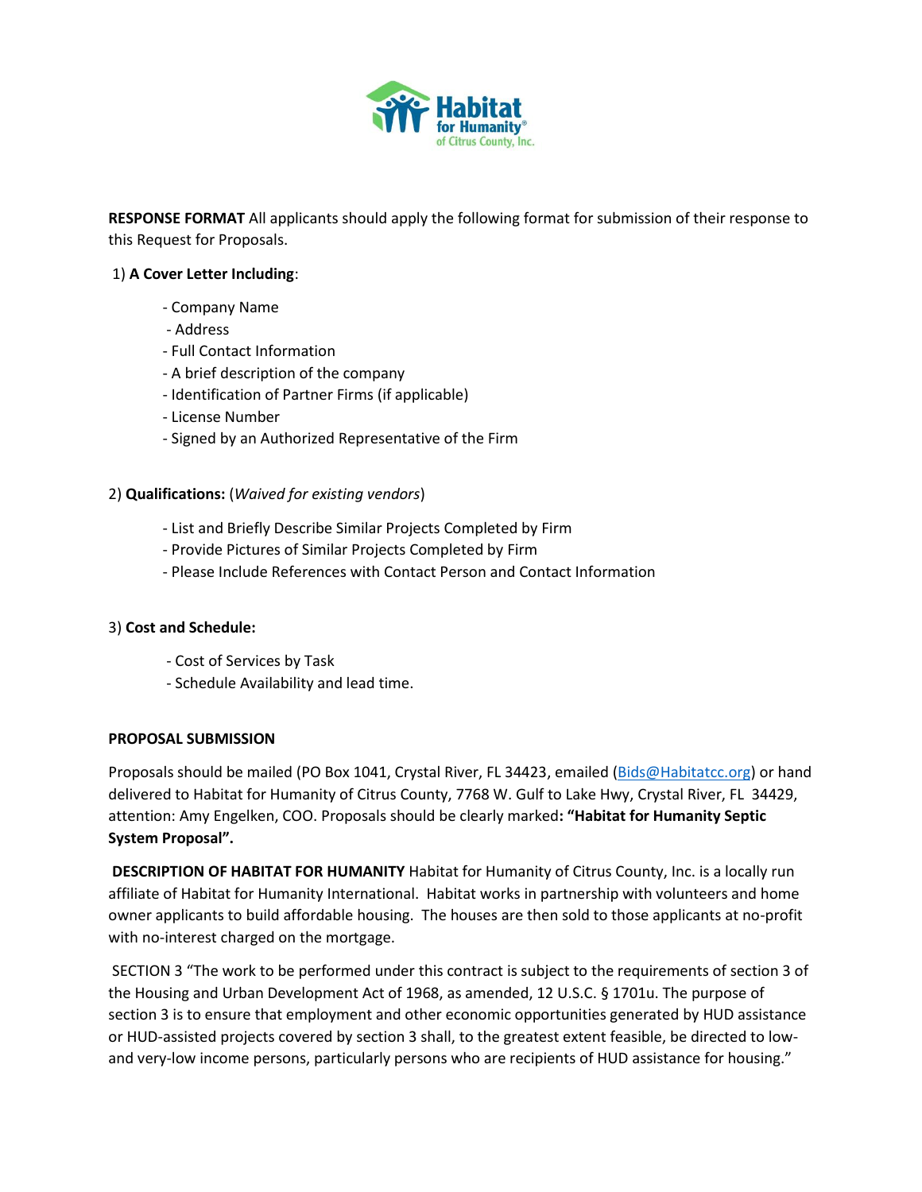**RESPONSE FORMAT** All applicants should apply the following format for submission of their response to this Request for Proposals.

1) **A Cover Letter Including**:

- Company Name
- Address
- Full Contact Information
- A brief description of the company
- Identification of Partner Firms (if applicable)
- License Number
- Signed by an Authorized Representative of the Firm

2) **Qualifications:** (*Waived for existing vendors*)

- List and Briefly Describe Similar Projects Completed by Firm
- Provide Pictures of Similar Projects Completed by Firm
- Please Include References with Contact Person and Contact Information

3) **Cost and Schedule:**

- Cost of Services by Task
- Schedule Availability and lead time.

**PROPOSAL SUBMISSION**

Proposals should be mailed (PO Box 1041, Crystal River, FL 34423, emailed (Bids@Habitatcc.org) or hand delivered to Habitat for Humanity of Citrus County, 7768 W. Gulf to Lake Hwy, Crystal River, FL 34429, attention: Amy Engelken, COO. Proposals should be clearly marked**: "Habitat for Humanity Septic System Proposal".**

**DESCRIPTION OF HABITAT FOR HUMANITY** Habitat for Humanity of Citrus County, Inc. is a locally run affiliate of Habitat for Humanity International. Habitat works in partnership with volunteers and home owner applicants to build affordable housing. The houses are then sold to those applicants at no-profit with no-interest charged on the mortgage.

SECTION 3 "The work to be performed under this contract is subject to the requirements of section 3 of the Housing and Urban Development Act of 1968, as amended, 12 U.S.C. § 1701u. The purpose of section 3 is to ensure that employment and other economic opportunities generated by HUD assistance or HUD-assisted projects covered by section 3 shall, to the greatest extent feasible, be directed to low- and very-low income persons, particularly persons who are recipients of HUD assistance for housing."